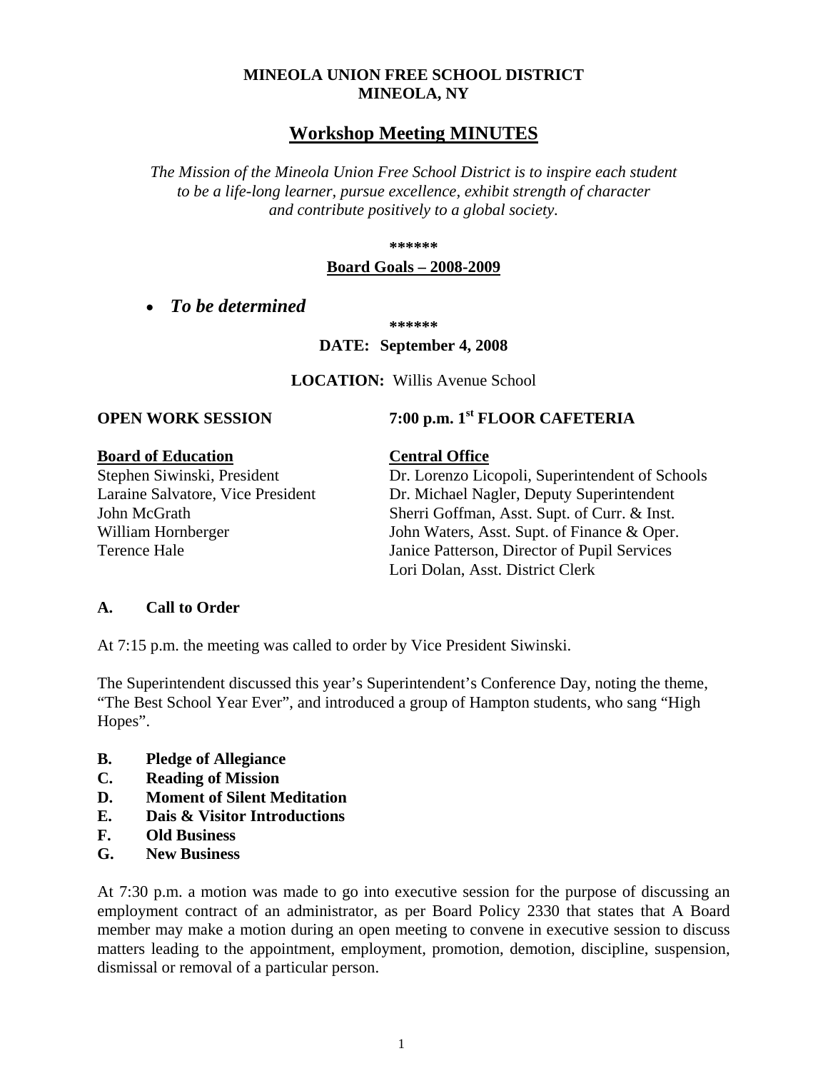**MINEOLA UNION FREE SCHOOL DISTRICT**
**MINEOLA, NY**

# Workshop Meeting MINUTES

*The Mission of the Mineola Union Free School District is to inspire each student to be a life-long learner, pursue excellence, exhibit strength of character and contribute positively to a global society.*

**\*\*\*\*\*\***

**Board Goals – 2008-2009**

- ***To be determined***

**\*\*\*\*\*\***

**DATE: September 4, 2008**

**LOCATION:** Willis Avenue School

**OPEN WORK SESSION** **7:00 p.m. 1st FLOOR CAFETERIA**

| **Board of Education** | **Central Office** |
|---|---|
| Stephen Siwinski, President | Dr. Lorenzo Licopoli, Superintendent of Schools |
| Laraine Salvatore, Vice President | Dr. Michael Nagler, Deputy Superintendent |
| John McGrath | Sherri Goffman, Asst. Supt. of Curr. & Inst. |
| William Hornberger | John Waters, Asst. Supt. of Finance & Oper. |
| Terence Hale | Janice Patterson, Director of Pupil Services |
| | Lori Dolan, Asst. District Clerk |

## A. Call to Order

At 7:15 p.m. the meeting was called to order by Vice President Siwinski.

The Superintendent discussed this year's Superintendent's Conference Day, noting the theme, "The Best School Year Ever", and introduced a group of Hampton students, who sang "High Hopes".

## B. Pledge of Allegiance
## C. Reading of Mission
## D. Moment of Silent Meditation
## E. Dais & Visitor Introductions
## F. Old Business
## G. New Business

At 7:30 p.m. a motion was made to go into executive session for the purpose of discussing an employment contract of an administrator, as per Board Policy 2330 that states that A Board member may make a motion during an open meeting to convene in executive session to discuss matters leading to the appointment, employment, promotion, demotion, discipline, suspension, dismissal or removal of a particular person.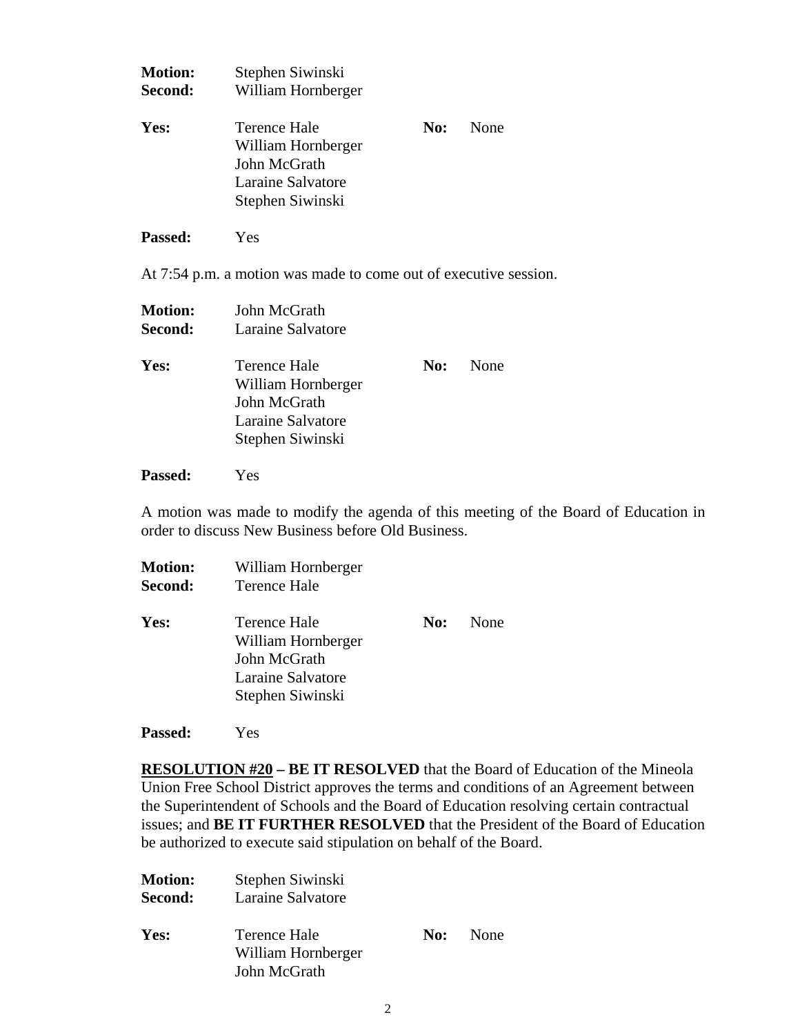**Motion:** Stephen Siwinski
**Second:** William Hornberger

**Yes:** Terence Hale
William Hornberger
John McGrath
Laraine Salvatore
Stephen Siwinski

**No:** None

**Passed:** Yes

At 7:54 p.m. a motion was made to come out of executive session.

**Motion:** John McGrath
**Second:** Laraine Salvatore

**Yes:** Terence Hale
William Hornberger
John McGrath
Laraine Salvatore
Stephen Siwinski

**No:** None

**Passed:** Yes

A motion was made to modify the agenda of this meeting of the Board of Education in order to discuss New Business before Old Business.

**Motion:** William Hornberger
**Second:** Terence Hale

**Yes:** Terence Hale
William Hornberger
John McGrath
Laraine Salvatore
Stephen Siwinski

**No:** None

**Passed:** Yes

**RESOLUTION #20 – BE IT RESOLVED** that the Board of Education of the Mineola Union Free School District approves the terms and conditions of an Agreement between the Superintendent of Schools and the Board of Education resolving certain contractual issues; and **BE IT FURTHER RESOLVED** that the President of the Board of Education be authorized to execute said stipulation on behalf of the Board.

**Motion:** Stephen Siwinski
**Second:** Laraine Salvatore

**Yes:** Terence Hale
William Hornberger
John McGrath

**No:** None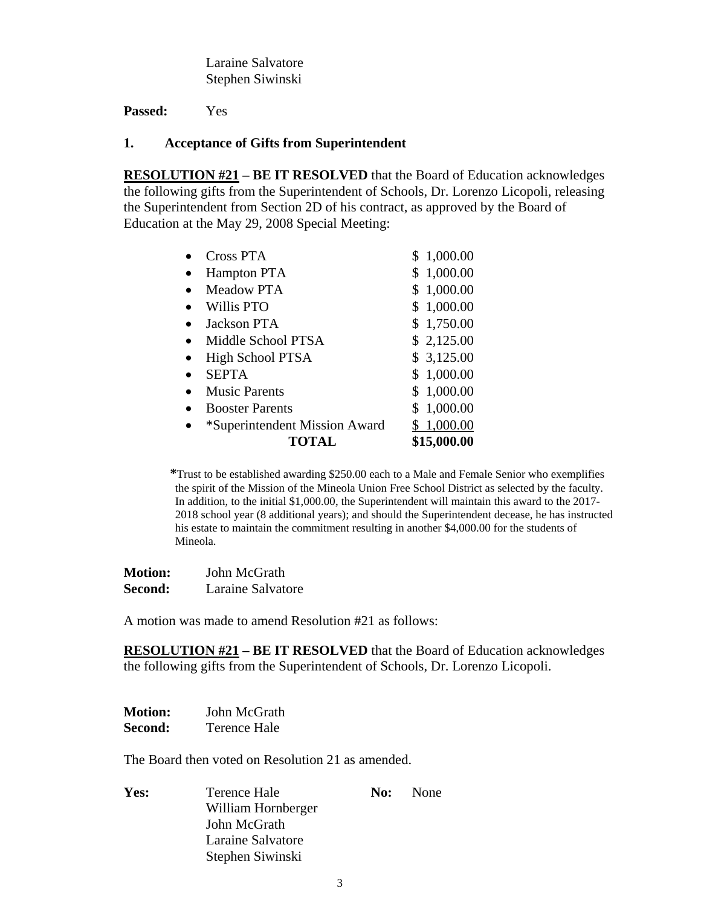Laraine Salvatore
Stephen Siwinski

**Passed:** Yes

**1. Acceptance of Gifts from Superintendent**

**RESOLUTION #21 – BE IT RESOLVED** that the Board of Education acknowledges the following gifts from the Superintendent of Schools, Dr. Lorenzo Licopoli, releasing the Superintendent from Section 2D of his contract, as approved by the Board of Education at the May 29, 2008 Special Meeting:

| | |
|---|---|
| • Cross PTA | $ 1,000.00 |
| • Hampton PTA | $ 1,000.00 |
| • Meadow PTA | $ 1,000.00 |
| • Willis PTO | $ 1,000.00 |
| • Jackson PTA | $ 1,750.00 |
| • Middle School PTSA | $ 2,125.00 |
| • High School PTSA | $ 3,125.00 |
| • SEPTA | $ 1,000.00 |
| • Music Parents | $ 1,000.00 |
| • Booster Parents | $ 1,000.00 |
| • *Superintendent Mission Award | $ 1,000.00 |
| **TOTAL** | **$15,000.00** |

*Trust to be established awarding $250.00 each to a Male and Female Senior who exemplifies the spirit of the Mission of the Mineola Union Free School District as selected by the faculty. In addition, to the initial $1,000.00, the Superintendent will maintain this award to the 2017-2018 school year (8 additional years); and should the Superintendent decease, he has instructed his estate to maintain the commitment resulting in another $4,000.00 for the students of Mineola.

**Motion:** John McGrath
**Second:** Laraine Salvatore

A motion was made to amend Resolution #21 as follows:

**RESOLUTION #21 – BE IT RESOLVED** that the Board of Education acknowledges the following gifts from the Superintendent of Schools, Dr. Lorenzo Licopoli.

**Motion:** John McGrath
**Second:** Terence Hale

The Board then voted on Resolution 21 as amended.

**Yes:** Terence Hale
William Hornberger
John McGrath
Laraine Salvatore
Stephen Siwinski

**No:** None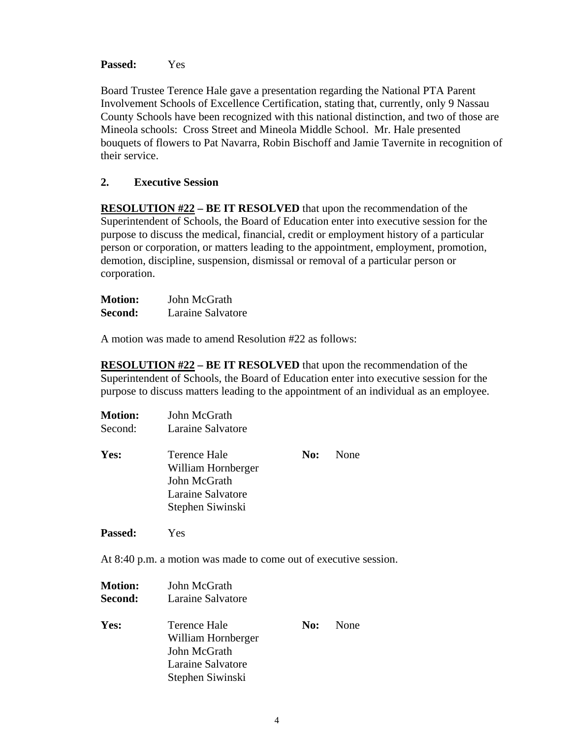**Passed:** Yes

Board Trustee Terence Hale gave a presentation regarding the National PTA Parent Involvement Schools of Excellence Certification, stating that, currently, only 9 Nassau County Schools have been recognized with this national distinction, and two of those are Mineola schools: Cross Street and Mineola Middle School. Mr. Hale presented bouquets of flowers to Pat Navarra, Robin Bischoff and Jamie Tavernite in recognition of their service.

**2. Executive Session**

**RESOLUTION #22 – BE IT RESOLVED** that upon the recommendation of the Superintendent of Schools, the Board of Education enter into executive session for the purpose to discuss the medical, financial, credit or employment history of a particular person or corporation, or matters leading to the appointment, employment, promotion, demotion, discipline, suspension, dismissal or removal of a particular person or corporation.

**Motion:** John McGrath
**Second:** Laraine Salvatore

A motion was made to amend Resolution #22 as follows:

**RESOLUTION #22 – BE IT RESOLVED** that upon the recommendation of the Superintendent of Schools, the Board of Education enter into executive session for the purpose to discuss matters leading to the appointment of an individual as an employee.

**Motion:** John McGrath
Second: Laraine Salvatore

**Yes:** Terence Hale, William Hornberger, John McGrath, Laraine Salvatore, Stephen Siwinski
**No:** None

**Passed:** Yes

At 8:40 p.m. a motion was made to come out of executive session.

**Motion:** John McGrath
**Second:** Laraine Salvatore

**Yes:** Terence Hale, William Hornberger, John McGrath, Laraine Salvatore, Stephen Siwinski
**No:** None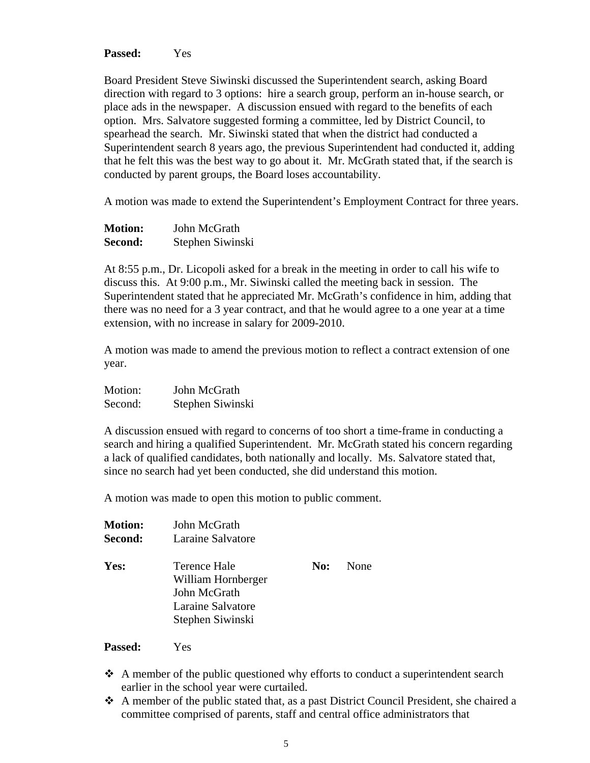**Passed:** Yes

Board President Steve Siwinski discussed the Superintendent search, asking Board direction with regard to 3 options: hire a search group, perform an in-house search, or place ads in the newspaper. A discussion ensued with regard to the benefits of each option. Mrs. Salvatore suggested forming a committee, led by District Council, to spearhead the search. Mr. Siwinski stated that when the district had conducted a Superintendent search 8 years ago, the previous Superintendent had conducted it, adding that he felt this was the best way to go about it. Mr. McGrath stated that, if the search is conducted by parent groups, the Board loses accountability.

A motion was made to extend the Superintendent's Employment Contract for three years.

**Motion:** John McGrath
**Second:** Stephen Siwinski

At 8:55 p.m., Dr. Licopoli asked for a break in the meeting in order to call his wife to discuss this. At 9:00 p.m., Mr. Siwinski called the meeting back in session. The Superintendent stated that he appreciated Mr. McGrath's confidence in him, adding that there was no need for a 3 year contract, and that he would agree to a one year at a time extension, with no increase in salary for 2009-2010.

A motion was made to amend the previous motion to reflect a contract extension of one year.

Motion: John McGrath
Second: Stephen Siwinski

A discussion ensued with regard to concerns of too short a time-frame in conducting a search and hiring a qualified Superintendent. Mr. McGrath stated his concern regarding a lack of qualified candidates, both nationally and locally. Ms. Salvatore stated that, since no search had yet been conducted, she did understand this motion.

A motion was made to open this motion to public comment.

**Motion:** John McGrath
**Second:** Laraine Salvatore

**Yes:** Terence Hale
William Hornberger
John McGrath
Laraine Salvatore
Stephen Siwinski

**No:** None

**Passed:** Yes

- A member of the public questioned why efforts to conduct a superintendent search earlier in the school year were curtailed.
- A member of the public stated that, as a past District Council President, she chaired a committee comprised of parents, staff and central office administrators that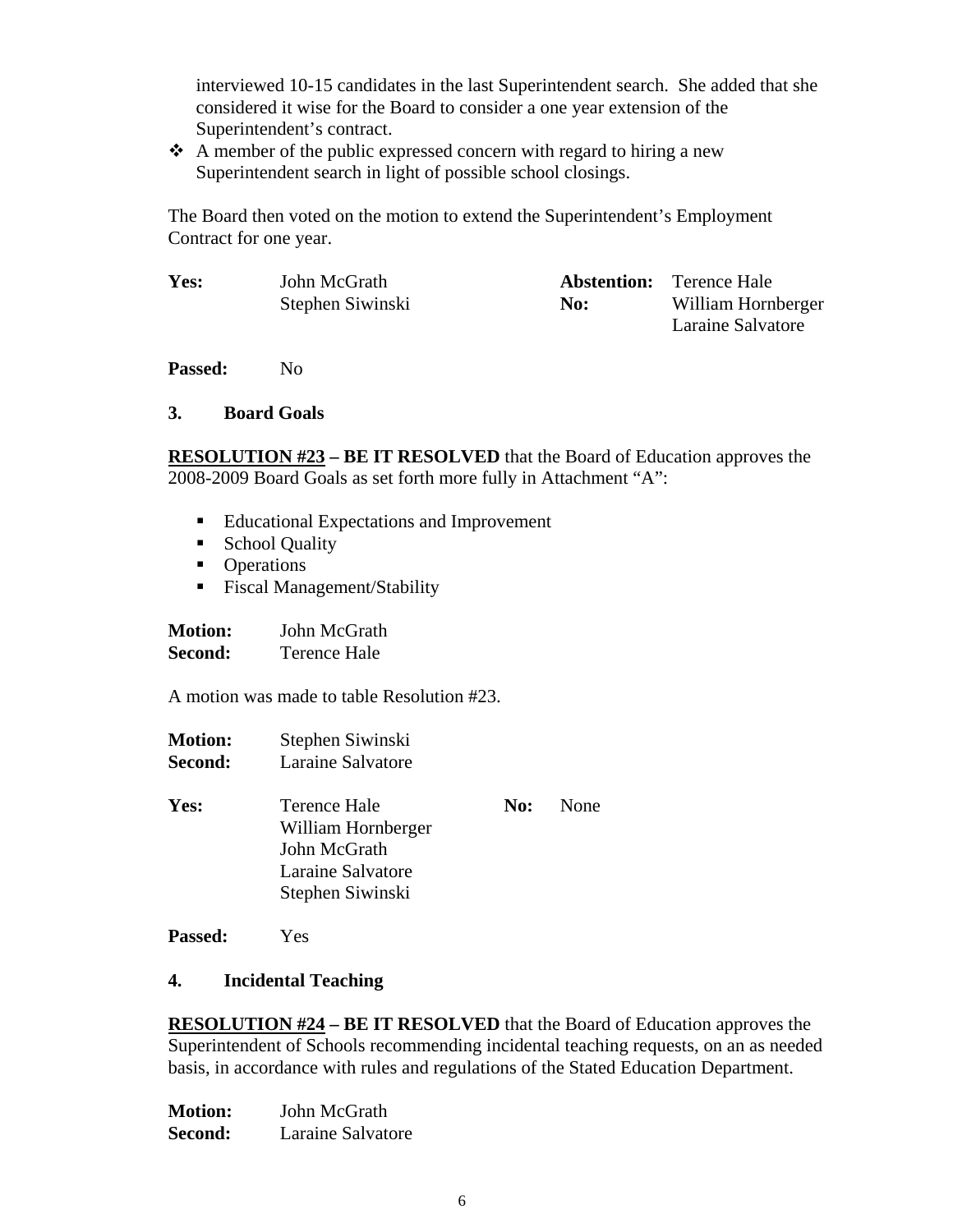interviewed 10-15 candidates in the last Superintendent search. She added that she considered it wise for the Board to consider a one year extension of the Superintendent's contract.

- A member of the public expressed concern with regard to hiring a new Superintendent search in light of possible school closings.

The Board then voted on the motion to extend the Superintendent's Employment Contract for one year.

| | | | |
|---|---|---|---|
| **Yes:** | John McGrath<br>Stephen Siwinski | **Abstention:**<br>**No:** | Terence Hale<br>William Hornberger<br>Laraine Salvatore |

**Passed:** No

### 3. Board Goals

**RESOLUTION #23 – BE IT RESOLVED** that the Board of Education approves the 2008-2009 Board Goals as set forth more fully in Attachment "A":

- Educational Expectations and Improvement
- School Quality
- Operations
- Fiscal Management/Stability

**Motion:** John McGrath
**Second:** Terence Hale

A motion was made to table Resolution #23.

**Motion:** Stephen Siwinski
**Second:** Laraine Salvatore

| | | | |
|---|---|---|---|
| **Yes:** | Terence Hale<br>William Hornberger<br>John McGrath<br>Laraine Salvatore<br>Stephen Siwinski | **No:** | None |

**Passed:** Yes

### 4. Incidental Teaching

**RESOLUTION #24 – BE IT RESOLVED** that the Board of Education approves the Superintendent of Schools recommending incidental teaching requests, on an as needed basis, in accordance with rules and regulations of the Stated Education Department.

**Motion:** John McGrath
**Second:** Laraine Salvatore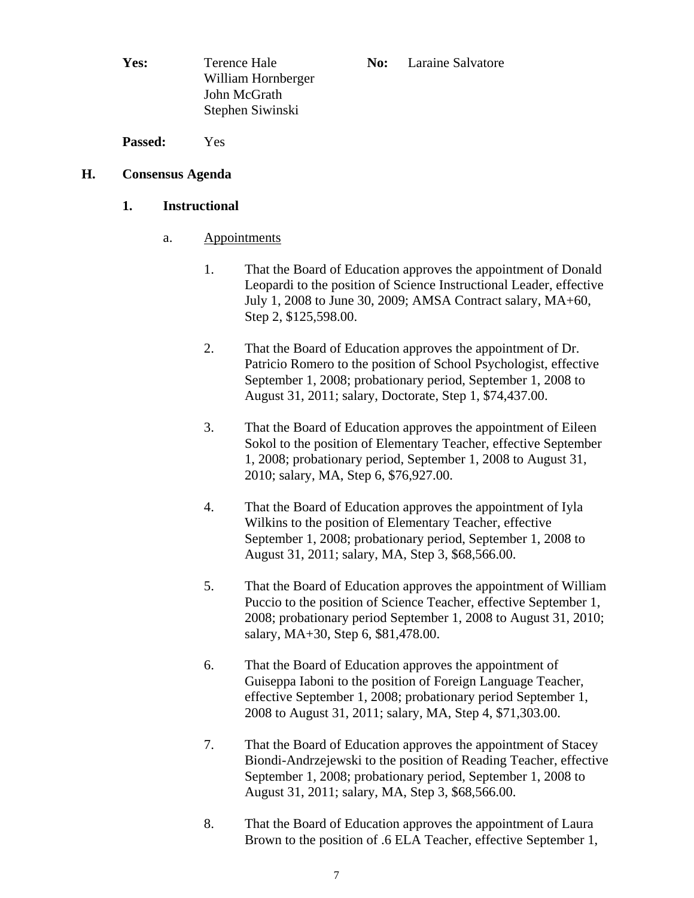**Yes:** Terence Hale
William Hornberger
John McGrath
Stephen Siwinski

**No:** Laraine Salvatore

**Passed:** Yes

## H. Consensus Agenda

### 1. Instructional

a. Appointments

1. That the Board of Education approves the appointment of Donald Leopardi to the position of Science Instructional Leader, effective July 1, 2008 to June 30, 2009; AMSA Contract salary, MA+60, Step 2, $125,598.00.

2. That the Board of Education approves the appointment of Dr. Patricio Romero to the position of School Psychologist, effective September 1, 2008; probationary period, September 1, 2008 to August 31, 2011; salary, Doctorate, Step 1, $74,437.00.

3. That the Board of Education approves the appointment of Eileen Sokol to the position of Elementary Teacher, effective September 1, 2008; probationary period, September 1, 2008 to August 31, 2010; salary, MA, Step 6, $76,927.00.

4. That the Board of Education approves the appointment of Iyla Wilkins to the position of Elementary Teacher, effective September 1, 2008; probationary period, September 1, 2008 to August 31, 2011; salary, MA, Step 3, $68,566.00.

5. That the Board of Education approves the appointment of William Puccio to the position of Science Teacher, effective September 1, 2008; probationary period September 1, 2008 to August 31, 2010; salary, MA+30, Step 6, $81,478.00.

6. That the Board of Education approves the appointment of Guiseppa Iaboni to the position of Foreign Language Teacher, effective September 1, 2008; probationary period September 1, 2008 to August 31, 2011; salary, MA, Step 4, $71,303.00.

7. That the Board of Education approves the appointment of Stacey Biondi-Andrzejewski to the position of Reading Teacher, effective September 1, 2008; probationary period, September 1, 2008 to August 31, 2011; salary, MA, Step 3, $68,566.00.

8. That the Board of Education approves the appointment of Laura Brown to the position of .6 ELA Teacher, effective September 1,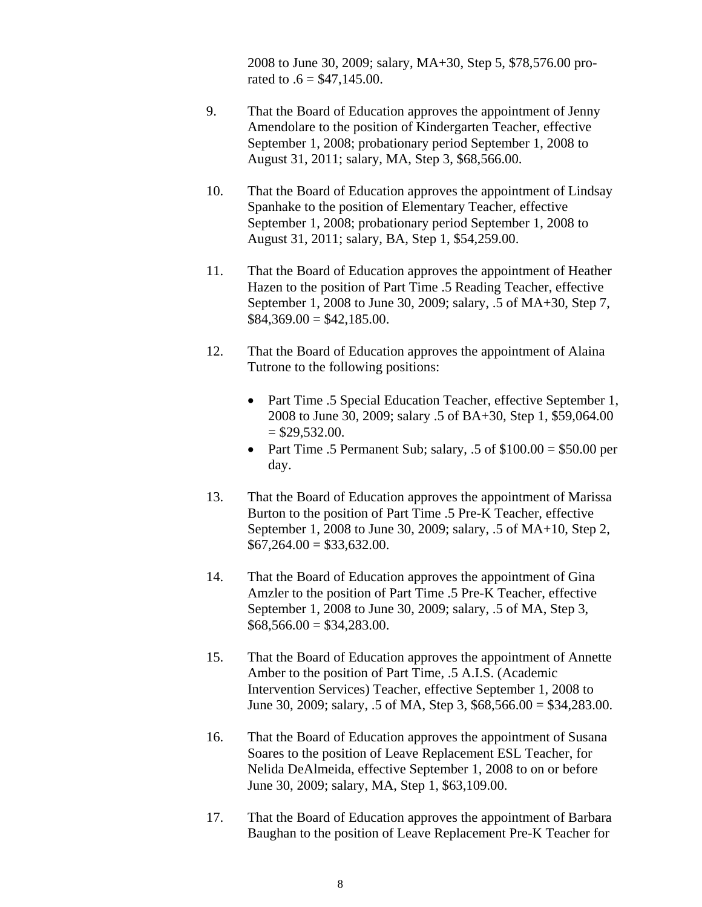2008 to June 30, 2009; salary, MA+30, Step 5, $78,576.00 pro-rated to .6 = $47,145.00.

9. That the Board of Education approves the appointment of Jenny Amendolare to the position of Kindergarten Teacher, effective September 1, 2008; probationary period September 1, 2008 to August 31, 2011; salary, MA, Step 3, $68,566.00.

10. That the Board of Education approves the appointment of Lindsay Spanhake to the position of Elementary Teacher, effective September 1, 2008; probationary period September 1, 2008 to August 31, 2011; salary, BA, Step 1, $54,259.00.

11. That the Board of Education approves the appointment of Heather Hazen to the position of Part Time .5 Reading Teacher, effective September 1, 2008 to June 30, 2009; salary, .5 of MA+30, Step 7, $84,369.00 = $42,185.00.

12. That the Board of Education approves the appointment of Alaina Tutrone to the following positions:

    - Part Time .5 Special Education Teacher, effective September 1, 2008 to June 30, 2009; salary .5 of BA+30, Step 1, $59,064.00 = $29,532.00.
    - Part Time .5 Permanent Sub; salary, .5 of $100.00 = $50.00 per day.

13. That the Board of Education approves the appointment of Marissa Burton to the position of Part Time .5 Pre-K Teacher, effective September 1, 2008 to June 30, 2009; salary, .5 of MA+10, Step 2, $67,264.00 = $33,632.00.

14. That the Board of Education approves the appointment of Gina Amzler to the position of Part Time .5 Pre-K Teacher, effective September 1, 2008 to June 30, 2009; salary, .5 of MA, Step 3, $68,566.00 = $34,283.00.

15. That the Board of Education approves the appointment of Annette Amber to the position of Part Time, .5 A.I.S. (Academic Intervention Services) Teacher, effective September 1, 2008 to June 30, 2009; salary, .5 of MA, Step 3, $68,566.00 = $34,283.00.

16. That the Board of Education approves the appointment of Susana Soares to the position of Leave Replacement ESL Teacher, for Nelida DeAlmeida, effective September 1, 2008 to on or before June 30, 2009; salary, MA, Step 1, $63,109.00.

17. That the Board of Education approves the appointment of Barbara Baughan to the position of Leave Replacement Pre-K Teacher for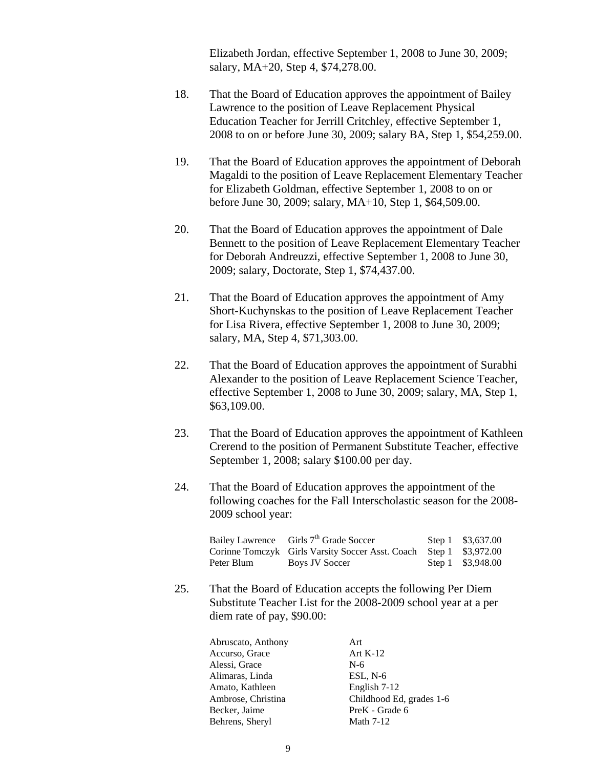Elizabeth Jordan, effective September 1, 2008 to June 30, 2009; salary, MA+20, Step 4, $74,278.00.

18. That the Board of Education approves the appointment of Bailey Lawrence to the position of Leave Replacement Physical Education Teacher for Jerrill Critchley, effective September 1, 2008 to on or before June 30, 2009; salary BA, Step 1, $54,259.00.

19. That the Board of Education approves the appointment of Deborah Magaldi to the position of Leave Replacement Elementary Teacher for Elizabeth Goldman, effective September 1, 2008 to on or before June 30, 2009; salary, MA+10, Step 1, $64,509.00.

20. That the Board of Education approves the appointment of Dale Bennett to the position of Leave Replacement Elementary Teacher for Deborah Andreuzzi, effective September 1, 2008 to June 30, 2009; salary, Doctorate, Step 1, $74,437.00.

21. That the Board of Education approves the appointment of Amy Short-Kuchynskas to the position of Leave Replacement Teacher for Lisa Rivera, effective September 1, 2008 to June 30, 2009; salary, MA, Step 4, $71,303.00.

22. That the Board of Education approves the appointment of Surabhi Alexander to the position of Leave Replacement Science Teacher, effective September 1, 2008 to June 30, 2009; salary, MA, Step 1, $63,109.00.

23. That the Board of Education approves the appointment of Kathleen Crerend to the position of Permanent Substitute Teacher, effective September 1, 2008; salary $100.00 per day.

24. That the Board of Education approves the appointment of the following coaches for the Fall Interscholastic season for the 2008-2009 school year:

| | | | |
|---|---|---|---|
| Bailey Lawrence | Girls 7th Grade Soccer | Step 1 | $3,637.00 |
| Corinne Tomczyk | Girls Varsity Soccer Asst. Coach | Step 1 | $3,972.00 |
| Peter Blum | Boys JV Soccer | Step 1 | $3,948.00 |

25. That the Board of Education accepts the following Per Diem Substitute Teacher List for the 2008-2009 school year at a per diem rate of pay, $90.00:

| | |
|---|---|
| Abruscato, Anthony | Art |
| Accurso, Grace | Art K-12 |
| Alessi, Grace | N-6 |
| Alimaras, Linda | ESL, N-6 |
| Amato, Kathleen | English 7-12 |
| Ambrose, Christina | Childhood Ed, grades 1-6 |
| Becker, Jaime | PreK - Grade 6 |
| Behrens, Sheryl | Math 7-12 |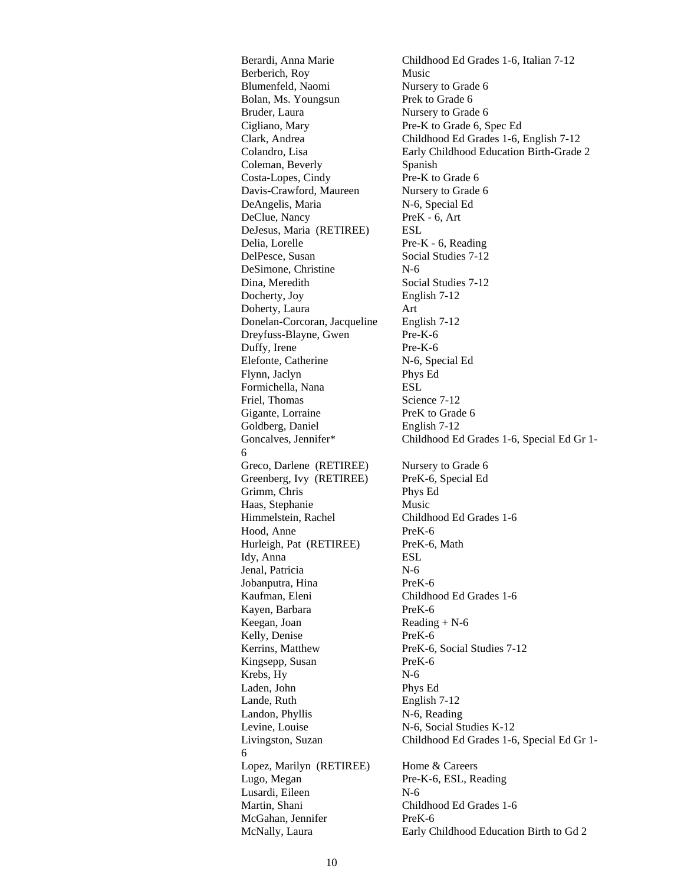| | |
|---|---|
| Berardi, Anna Marie | Childhood Ed Grades 1-6, Italian 7-12 |
| Berberich, Roy | Music |
| Blumenfeld, Naomi | Nursery to Grade 6 |
| Bolan, Ms. Youngsun | Prek to Grade 6 |
| Bruder, Laura | Nursery to Grade 6 |
| Cigliano, Mary | Pre-K to Grade 6, Spec Ed |
| Clark, Andrea | Childhood Ed Grades 1-6, English 7-12 |
| Colandro, Lisa | Early Childhood Education Birth-Grade 2 |
| Coleman, Beverly | Spanish |
| Costa-Lopes, Cindy | Pre-K to Grade 6 |
| Davis-Crawford, Maureen | Nursery to Grade 6 |
| DeAngelis, Maria | N-6, Special Ed |
| DeClue, Nancy | PreK - 6, Art |
| DeJesus, Maria (RETIREE) | ESL |
| Delia, Lorelle | Pre-K - 6, Reading |
| DelPesce, Susan | Social Studies 7-12 |
| DeSimone, Christine | N-6 |
| Dina, Meredith | Social Studies 7-12 |
| Docherty, Joy | English 7-12 |
| Doherty, Laura | Art |
| Donelan-Corcoran, Jacqueline | English 7-12 |
| Dreyfuss-Blayne, Gwen | Pre-K-6 |
| Duffy, Irene | Pre-K-6 |
| Elefonte, Catherine | N-6, Special Ed |
| Flynn, Jaclyn | Phys Ed |
| Formichella, Nana | ESL |
| Friel, Thomas | Science 7-12 |
| Gigante, Lorraine | PreK to Grade 6 |
| Goldberg, Daniel | English 7-12 |
| Goncalves, Jennifer* | Childhood Ed Grades 1-6, Special Ed Gr 1-6 |
| Greco, Darlene (RETIREE) | Nursery to Grade 6 |
| Greenberg, Ivy (RETIREE) | PreK-6, Special Ed |
| Grimm, Chris | Phys Ed |
| Haas, Stephanie | Music |
| Himmelstein, Rachel | Childhood Ed Grades 1-6 |
| Hood, Anne | PreK-6 |
| Hurleigh, Pat (RETIREE) | PreK-6, Math |
| Idy, Anna | ESL |
| Jenal, Patricia | N-6 |
| Jobanputra, Hina | PreK-6 |
| Kaufman, Eleni | Childhood Ed Grades 1-6 |
| Kayen, Barbara | PreK-6 |
| Keegan, Joan | Reading + N-6 |
| Kelly, Denise | PreK-6 |
| Kerrins, Matthew | PreK-6, Social Studies 7-12 |
| Kingsepp, Susan | PreK-6 |
| Krebs, Hy | N-6 |
| Laden, John | Phys Ed |
| Lande, Ruth | English 7-12 |
| Landon, Phyllis | N-6, Reading |
| Levine, Louise | N-6, Social Studies K-12 |
| Livingston, Suzan | Childhood Ed Grades 1-6, Special Ed Gr 1-6 |
| Lopez, Marilyn (RETIREE) | Home & Careers |
| Lugo, Megan | Pre-K-6, ESL, Reading |
| Lusardi, Eileen | N-6 |
| Martin, Shani | Childhood Ed Grades 1-6 |
| McGahan, Jennifer | PreK-6 |
| McNally, Laura | Early Childhood Education Birth to Gd 2 |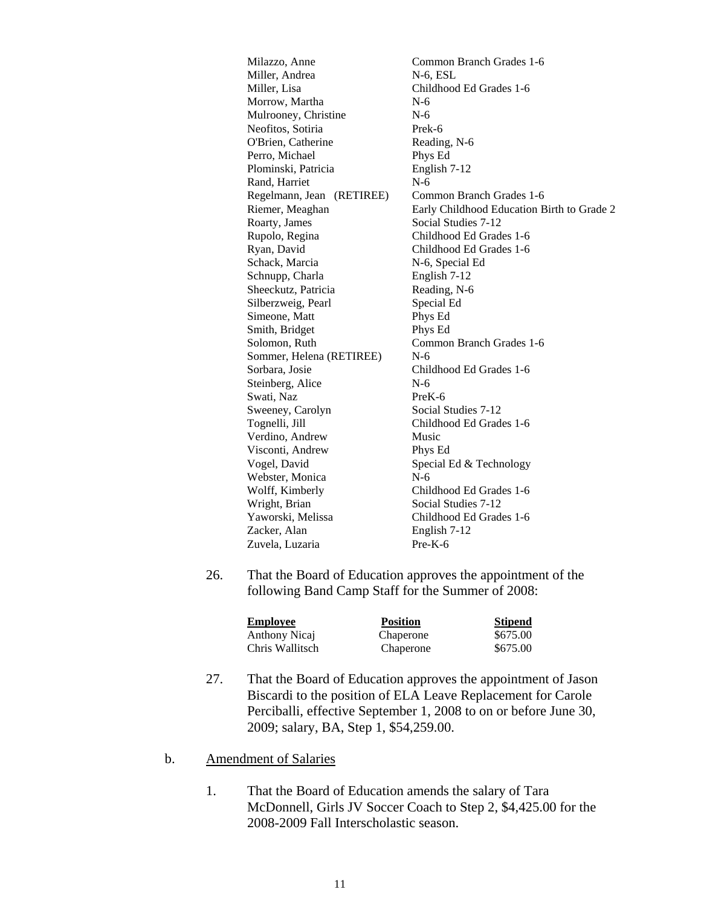| | |
|---|---|
| Milazzo, Anne | Common Branch Grades 1-6 |
| Miller, Andrea | N-6, ESL |
| Miller, Lisa | Childhood Ed Grades 1-6 |
| Morrow, Martha | N-6 |
| Mulrooney, Christine | N-6 |
| Neofitos, Sotiria | Prek-6 |
| O'Brien, Catherine | Reading, N-6 |
| Perro, Michael | Phys Ed |
| Plominski, Patricia | English 7-12 |
| Rand, Harriet | N-6 |
| Regelmann, Jean (RETIREE) | Common Branch Grades 1-6 |
| Riemer, Meaghan | Early Childhood Education Birth to Grade 2 |
| Roarty, James | Social Studies 7-12 |
| Rupolo, Regina | Childhood Ed Grades 1-6 |
| Ryan, David | Childhood Ed Grades 1-6 |
| Schack, Marcia | N-6, Special Ed |
| Schnupp, Charla | English 7-12 |
| Sheeckutz, Patricia | Reading, N-6 |
| Silberzweig, Pearl | Special Ed |
| Simeone, Matt | Phys Ed |
| Smith, Bridget | Phys Ed |
| Solomon, Ruth | Common Branch Grades 1-6 |
| Sommer, Helena (RETIREE) | N-6 |
| Sorbara, Josie | Childhood Ed Grades 1-6 |
| Steinberg, Alice | N-6 |
| Swati, Naz | PreK-6 |
| Sweeney, Carolyn | Social Studies 7-12 |
| Tognelli, Jill | Childhood Ed Grades 1-6 |
| Verdino, Andrew | Music |
| Visconti, Andrew | Phys Ed |
| Vogel, David | Special Ed & Technology |
| Webster, Monica | N-6 |
| Wolff, Kimberly | Childhood Ed Grades 1-6 |
| Wright, Brian | Social Studies 7-12 |
| Yaworski, Melissa | Childhood Ed Grades 1-6 |
| Zacker, Alan | English 7-12 |
| Zuvela, Luzaria | Pre-K-6 |

26. That the Board of Education approves the appointment of the following Band Camp Staff for the Summer of 2008:

| Employee | Position | Stipend |
|---|---|---|
| Anthony Nicaj | Chaperone | $675.00 |
| Chris Wallitsch | Chaperone | $675.00 |

27. That the Board of Education approves the appointment of Jason Biscardi to the position of ELA Leave Replacement for Carole Perciballi, effective September 1, 2008 to on or before June 30, 2009; salary, BA, Step 1, $54,259.00.

b. Amendment of Salaries

1. That the Board of Education amends the salary of Tara McDonnell, Girls JV Soccer Coach to Step 2, $4,425.00 for the 2008-2009 Fall Interscholastic season.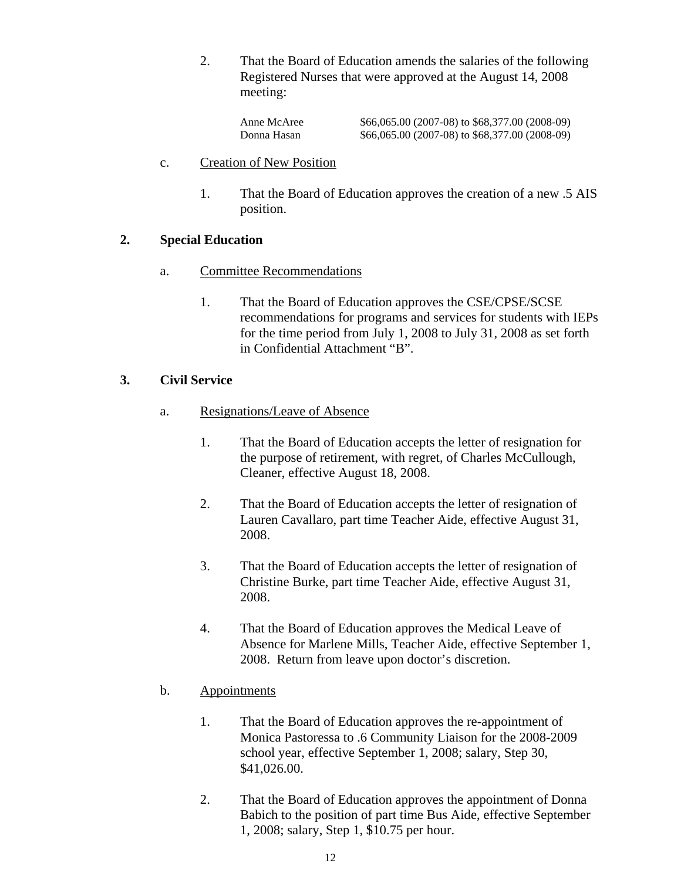2. That the Board of Education amends the salaries of the following Registered Nurses that were approved at the August 14, 2008 meeting:

| | |
|---|---|
| Anne McAree | $66,065.00 (2007-08) to $68,377.00 (2008-09) |
| Donna Hasan | $66,065.00 (2007-08) to $68,377.00 (2008-09) |

c. <u>Creation of New Position</u>

1. That the Board of Education approves the creation of a new .5 AIS position.

**2. Special Education**

a. <u>Committee Recommendations</u>

1. That the Board of Education approves the CSE/CPSE/SCSE recommendations for programs and services for students with IEPs for the time period from July 1, 2008 to July 31, 2008 as set forth in Confidential Attachment "B".

**3. Civil Service**

a. <u>Resignations/Leave of Absence</u>

1. That the Board of Education accepts the letter of resignation for the purpose of retirement, with regret, of Charles McCullough, Cleaner, effective August 18, 2008.

2. That the Board of Education accepts the letter of resignation of Lauren Cavallaro, part time Teacher Aide, effective August 31, 2008.

3. That the Board of Education accepts the letter of resignation of Christine Burke, part time Teacher Aide, effective August 31, 2008.

4. That the Board of Education approves the Medical Leave of Absence for Marlene Mills, Teacher Aide, effective September 1, 2008. Return from leave upon doctor's discretion.

b. <u>Appointments</u>

1. That the Board of Education approves the re-appointment of Monica Pastoressa to .6 Community Liaison for the 2008-2009 school year, effective September 1, 2008; salary, Step 30, $41,026.00.

2. That the Board of Education approves the appointment of Donna Babich to the position of part time Bus Aide, effective September 1, 2008; salary, Step 1, $10.75 per hour.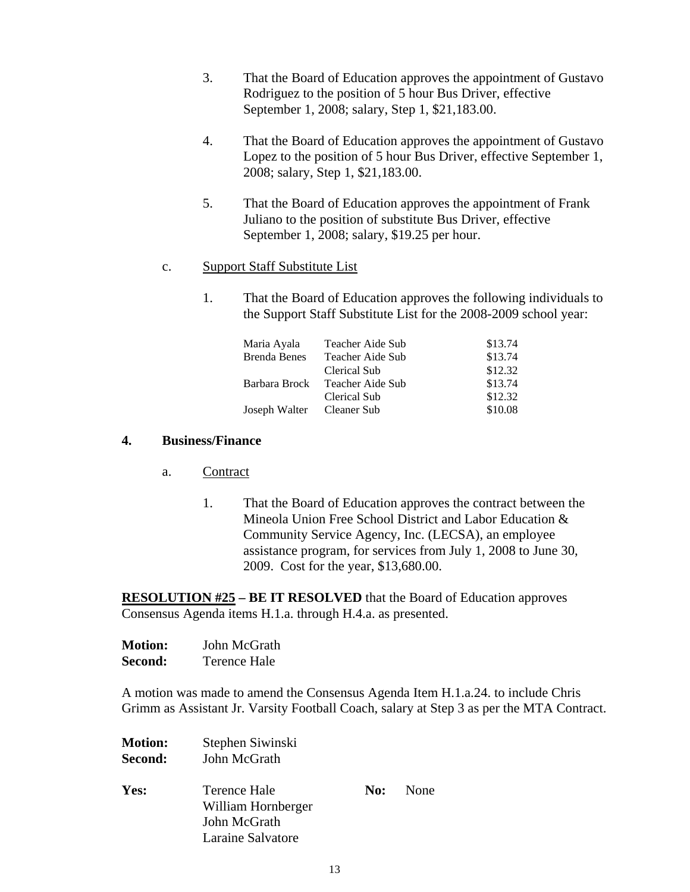3. That the Board of Education approves the appointment of Gustavo Rodriguez to the position of 5 hour Bus Driver, effective September 1, 2008; salary, Step 1, $21,183.00.

4. That the Board of Education approves the appointment of Gustavo Lopez to the position of 5 hour Bus Driver, effective September 1, 2008; salary, Step 1, $21,183.00.

5. That the Board of Education approves the appointment of Frank Juliano to the position of substitute Bus Driver, effective September 1, 2008; salary, $19.25 per hour.

c. Support Staff Substitute List

1. That the Board of Education approves the following individuals to the Support Staff Substitute List for the 2008-2009 school year:

| | | |
|---|---|---|
| Maria Ayala | Teacher Aide Sub | $13.74 |
| Brenda Benes | Teacher Aide Sub | $13.74 |
| | Clerical Sub | $12.32 |
| Barbara Brock | Teacher Aide Sub | $13.74 |
| | Clerical Sub | $12.32 |
| Joseph Walter | Cleaner Sub | $10.08 |

**4. Business/Finance**

a. Contract

1. That the Board of Education approves the contract between the Mineola Union Free School District and Labor Education & Community Service Agency, Inc. (LECSA), an employee assistance program, for services from July 1, 2008 to June 30, 2009. Cost for the year, $13,680.00.

**RESOLUTION #25 – BE IT RESOLVED** that the Board of Education approves Consensus Agenda items H.1.a. through H.4.a. as presented.

**Motion:** John McGrath
**Second:** Terence Hale

A motion was made to amend the Consensus Agenda Item H.1.a.24. to include Chris Grimm as Assistant Jr. Varsity Football Coach, salary at Step 3 as per the MTA Contract.

**Motion:** Stephen Siwinski
**Second:** John McGrath

**Yes:** Terence Hale
William Hornberger
John McGrath
Laraine Salvatore

**No:** None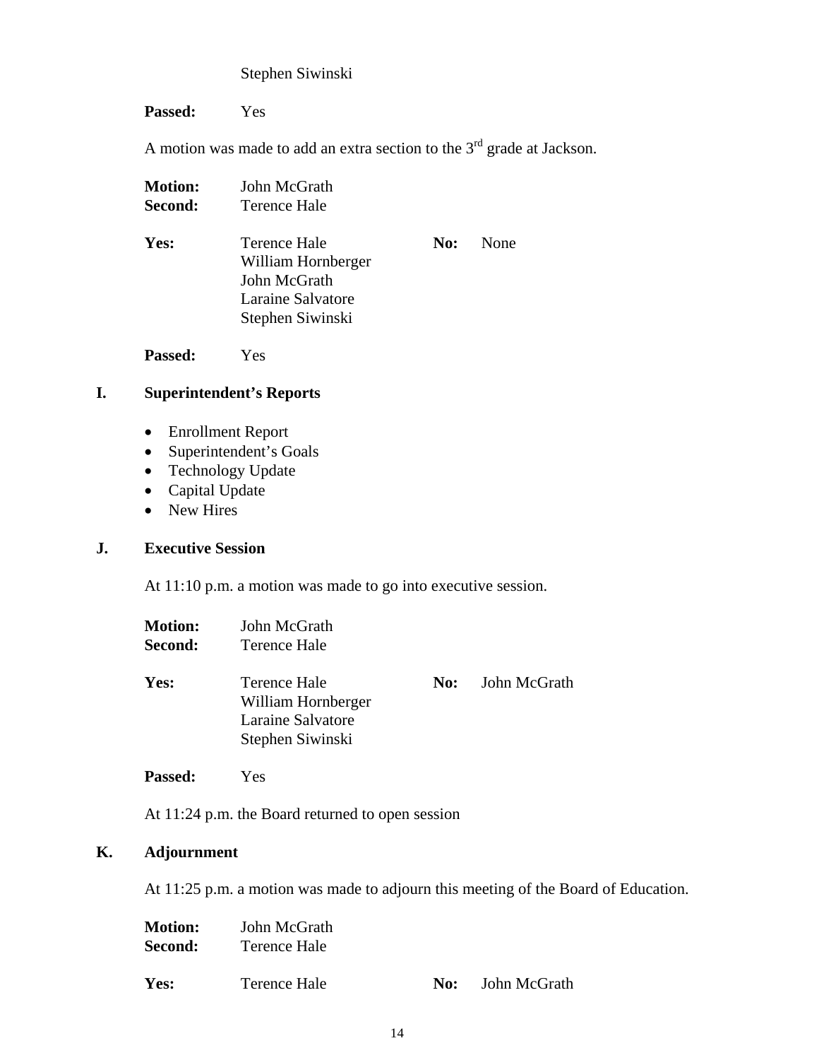Stephen Siwinski

**Passed:** Yes

A motion was made to add an extra section to the 3rd grade at Jackson.

**Motion:** John McGrath
**Second:** Terence Hale

**Yes:** Terence Hale, William Hornberger, John McGrath, Laraine Salvatore, Stephen Siwinski
**No:** None

**Passed:** Yes

## I. Superintendent's Reports

- Enrollment Report
- Superintendent's Goals
- Technology Update
- Capital Update
- New Hires

## J. Executive Session

At 11:10 p.m. a motion was made to go into executive session.

**Motion:** John McGrath
**Second:** Terence Hale

**Yes:** Terence Hale, William Hornberger, Laraine Salvatore, Stephen Siwinski
**No:** John McGrath

**Passed:** Yes

At 11:24 p.m. the Board returned to open session

## K. Adjournment

At 11:25 p.m. a motion was made to adjourn this meeting of the Board of Education.

**Motion:** John McGrath
**Second:** Terence Hale

**Yes:** Terence Hale
**No:** John McGrath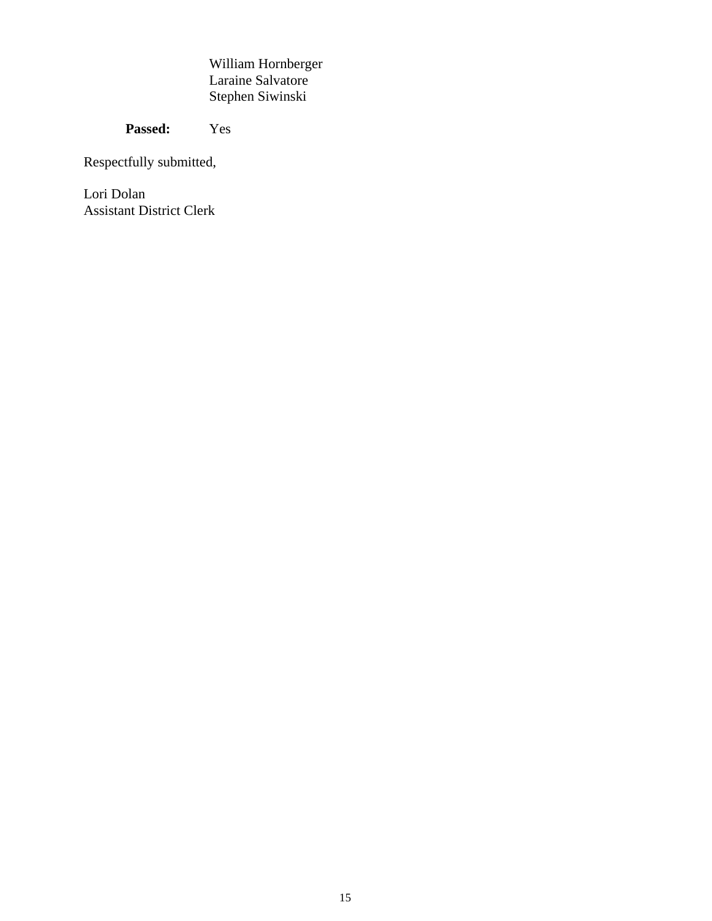William Hornberger
Laraine Salvatore
Stephen Siwinski

**Passed:** Yes

Respectfully submitted,

Lori Dolan
Assistant District Clerk